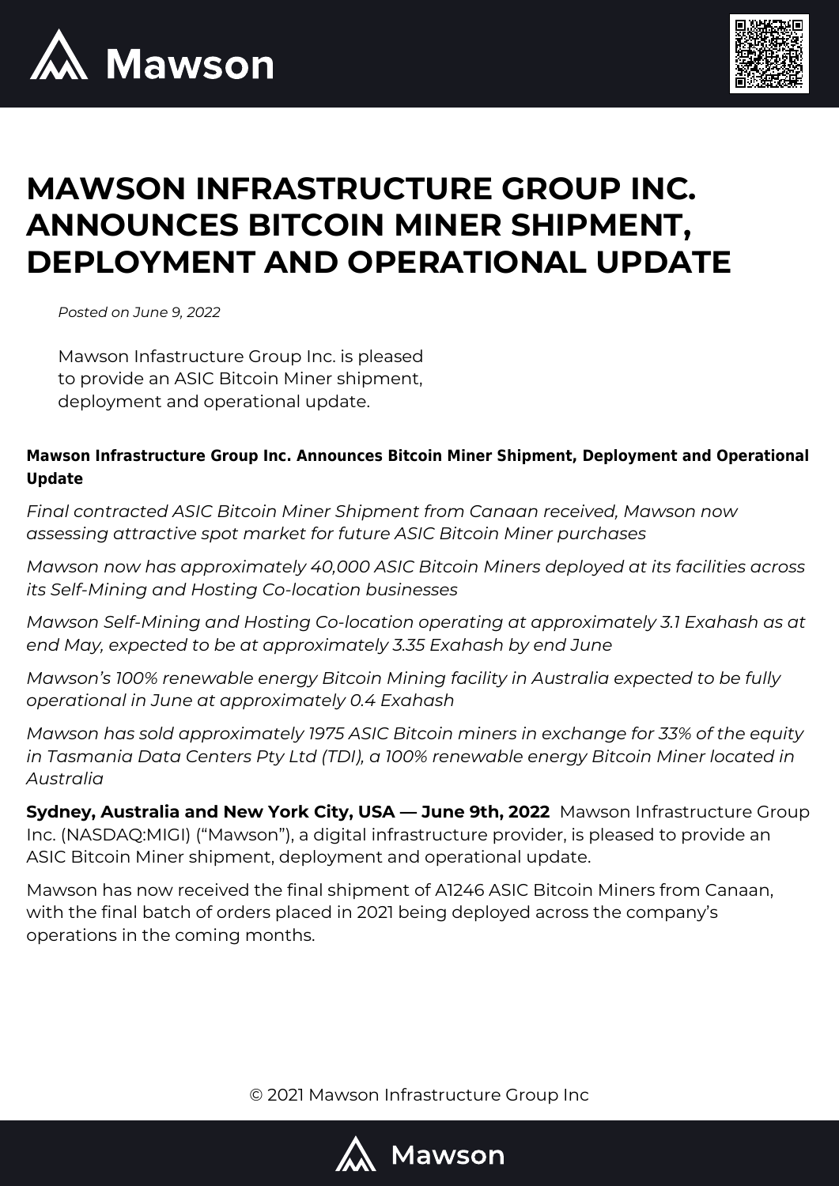# MAWSON INFRASTRUCTURE GROUP INC. ANNOUNCES BITCOIN MINER SHIPMENT, DEPLOYMENT AND OPERATIONAL UPDATE

*Posted on June 9, 2022*

Mawson Infastructure Group Inc. is pleased to provide an ASIC Bitcoin Miner shipment, deployment and operational update.

**Mawson Infrastructure Group Inc. Announces Bitcoin Miner Shipment, Deployment and Operational Update**

*Final contracted ASIC Bitcoin Miner Shipment from Canaan received, Mawson now assessing attractive spot market for future ASIC Bitcoin Miner purchases*

*Mawson now has approximately 40,000 ASIC Bitcoin Miners deployed at its facilities across its Self-Mining and Hosting Co-location businesses*

*Mawson Self-Mining and Hosting Co-location operating at approximately 3.1 Exahash as at end May, expected to be at approximately 3.35 Exahash by end June*

*Mawson's 100% renewable energy Bitcoin Mining facility in Australia expected to be fully operational in June at approximately 0.4 Exahash*

*Mawson has sold approximately 1975 ASIC Bitcoin miners in exchange for 33% of the equity in Tasmania Data Centers Pty Ltd (TDI), a 100% renewable energy Bitcoin Miner located in Australia*

**Sydney, Australia and New York City, USA — June 9th, 2022** Mawson Infrastructure Group Inc. (NASDAQ:MIGI) ("Mawson"), a digital infrastructure provider, is pleased to provide an ASIC Bitcoin Miner shipment, deployment and operational update.

Mawson has now received the final shipment of A1246 ASIC Bitcoin Miners from Canaan, with the final batch of orders placed in 2021 being deployed across the company's operations in the coming months.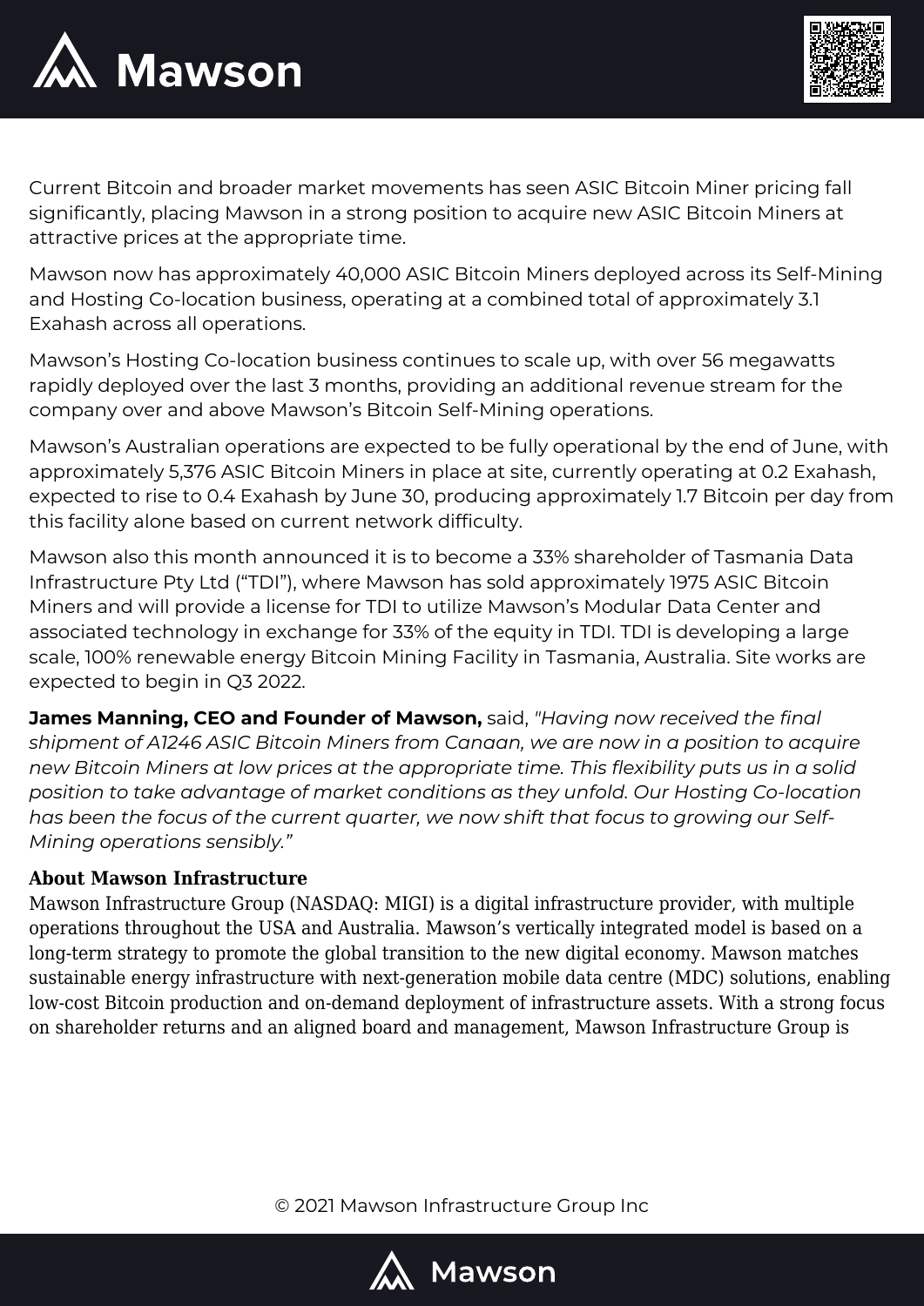Current Bitcoin and broader market movements has seen ASIC Bitcoin Miner pricing fall significantly, placing Mawson in a strong position to acquire new ASIC Bitcoin Miners at attractive prices at the appropriate time.

Mawson now has approximately 40,000 ASIC Bitcoin Miners deployed across its Self-Mining and Hosting Co-location business, operating at a combined total of approximately 3.1 Exahash across all operations.

Mawson's Hosting Co-location business continues to scale up, with over 56 megawatts rapidly deployed over the last 3 months, providing an additional revenue stream for the company over and above Mawson's Bitcoin Self-Mining operations.

Mawson's Australian operations are expected to be fully operational by the end of June, with approximately 5,376 ASIC Bitcoin Miners in place at site, currently operating at 0.2 Exahash, expected to rise to 0.4 Exahash by June 30, producing approximately 1.7 Bitcoin per day from this facility alone based on current network difficulty.

Mawson also this month announced it is to become a 33% shareholder of Tasmania Data Infrastructure Pty Ltd ("TDI"), where Mawson has sold approximately 1975 ASIC Bitcoin Miners and will provide a license for TDI to utilize Mawson's Modular Data Center and associated technology in exchange for 33% of the equity in TDI. TDI is developing a large scale, 100% renewable energy Bitcoin Mining Facility in Tasmania, Australia. Site works are expected to begin in Q3 2022.

**James Manning, CEO and Founder of Mawson,** said, *"Having now received the final shipment of A1246 ASIC Bitcoin Miners from Canaan, we are now in a position to acquire new Bitcoin Miners at low prices at the appropriate time. This flexibility puts us in a solid position to take advantage of market conditions as they unfold. Our Hosting Co-location has been the focus of the current quarter, we now shift that focus to growing our Self-Mining operations sensibly."*

**About Mawson Infrastructure**

Mawson Infrastructure Group (NASDAQ: MIGI) is a digital infrastructure provider, with multiple operations throughout the USA and Australia. Mawson's vertically integrated model is based on a long-term strategy to promote the global transition to the new digital economy. Mawson matches sustainable energy infrastructure with next-generation mobile data centre (MDC) solutions, enabling low-cost Bitcoin production and on-demand deployment of infrastructure assets. With a strong focus on shareholder returns and an aligned board and management, Mawson Infrastructure Group is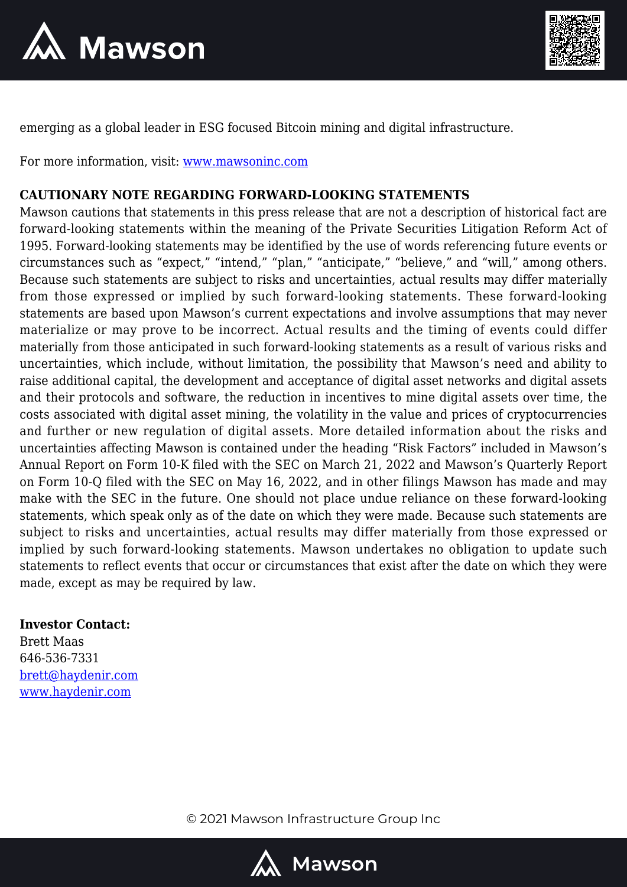emerging as a global leader in ESG focused Bitcoin mining and digital infrastructure.

For more information, visit: [www.mawsoninc.com](http://www.mawsoninc.com)

**CAUTIONARY NOTE REGARDING FORWARD-LOOKING STATEMENTS**

Mawson cautions that statements in this press release that are not a description of historical fact are forward-looking statements within the meaning of the Private Securities Litigation Reform Act of 1995. Forward-looking statements may be identified by the use of words referencing future events or circumstances such as "expect," "intend," "plan," "anticipate," "believe," and "will," among others. Because such statements are subject to risks and uncertainties, actual results may differ materially from those expressed or implied by such forward-looking statements. These forward-looking statements are based upon Mawson's current expectations and involve assumptions that may never materialize or may prove to be incorrect. Actual results and the timing of events could differ materially from those anticipated in such forward-looking statements as a result of various risks and uncertainties, which include, without limitation, the possibility that Mawson's need and ability to raise additional capital, the development and acceptance of digital asset networks and digital assets and their protocols and software, the reduction in incentives to mine digital assets over time, the costs associated with digital asset mining, the volatility in the value and prices of cryptocurrencies and further or new regulation of digital assets. More detailed information about the risks and uncertainties affecting Mawson is contained under the heading "Risk Factors" included in Mawson's Annual Report on Form 10-K filed with the SEC on March 21, 2022 and Mawson's Quarterly Report on Form 10-Q filed with the SEC on May 16, 2022, and in other filings Mawson has made and may make with the SEC in the future. One should not place undue reliance on these forward-looking statements, which speak only as of the date on which they were made. Because such statements are subject to risks and uncertainties, actual results may differ materially from those expressed or implied by such forward-looking statements. Mawson undertakes no obligation to update such statements to reflect events that occur or circumstances that exist after the date on which they were made, except as may be required by law.

**Investor Contact:**
Brett Maas
646-536-7331
[brett@haydenir.com](mailto:brett@haydenir.com)
[www.haydenir.com](http://www.haydenir.com)

© 2021 Mawson Infrastructure Group Inc